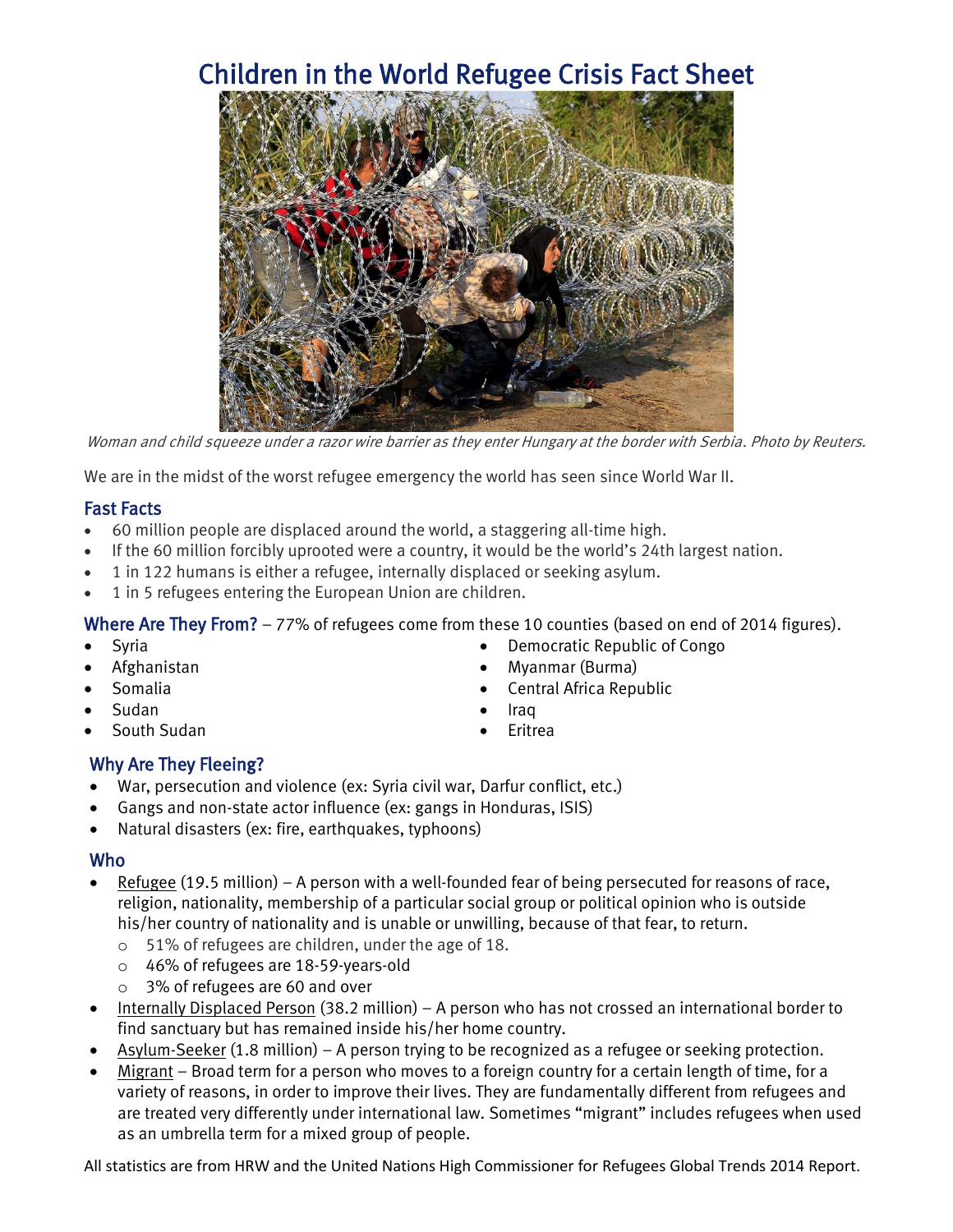# Children in the World Refugee Crisis Fact Sheet

*Woman and child squeeze under a razor wire barrier as they enter Hungary at the border with Serbia. Photo by Reuters.*

We are in the midst of the worst refugee emergency the world has seen since World War II.

## Fast Facts

- 60 million people are displaced around the world, a staggering all-time high.
- If the 60 million forcibly uprooted were a country, it would be the world's 24th largest nation.
- 1 in 122 humans is either a refugee, internally displaced or seeking asylum.
- 1 in 5 refugees entering the European Union are children.

## Where Are They From? – 77% of refugees come from these 10 counties (based on end of 2014 figures).

- Syria
- Afghanistan
- Somalia
- Sudan
- South Sudan
- Democratic Republic of Congo
- Myanmar (Burma)
- Central Africa Republic
- Iraq
- Eritrea

## Why Are They Fleeing?

- War, persecution and violence (ex: Syria civil war, Darfur conflict, etc.)
- Gangs and non-state actor influence (ex: gangs in Honduras, ISIS)
- Natural disasters (ex: fire, earthquakes, typhoons)

## Who

- Refugee (19.5 million) – A person with a well-founded fear of being persecuted for reasons of race, religion, nationality, membership of a particular social group or political opinion who is outside his/her country of nationality and is unable or unwilling, because of that fear, to return.
  - 51% of refugees are children, under the age of 18.
  - 46% of refugees are 18-59-years-old
  - 3% of refugees are 60 and over
- Internally Displaced Person (38.2 million) – A person who has not crossed an international border to find sanctuary but has remained inside his/her home country.
- Asylum-Seeker (1.8 million) – A person trying to be recognized as a refugee or seeking protection.
- Migrant – Broad term for a person who moves to a foreign country for a certain length of time, for a variety of reasons, in order to improve their lives. They are fundamentally different from refugees and are treated very differently under international law. Sometimes "migrant" includes refugees when used as an umbrella term for a mixed group of people.

All statistics are from HRW and the United Nations High Commissioner for Refugees Global Trends 2014 Report.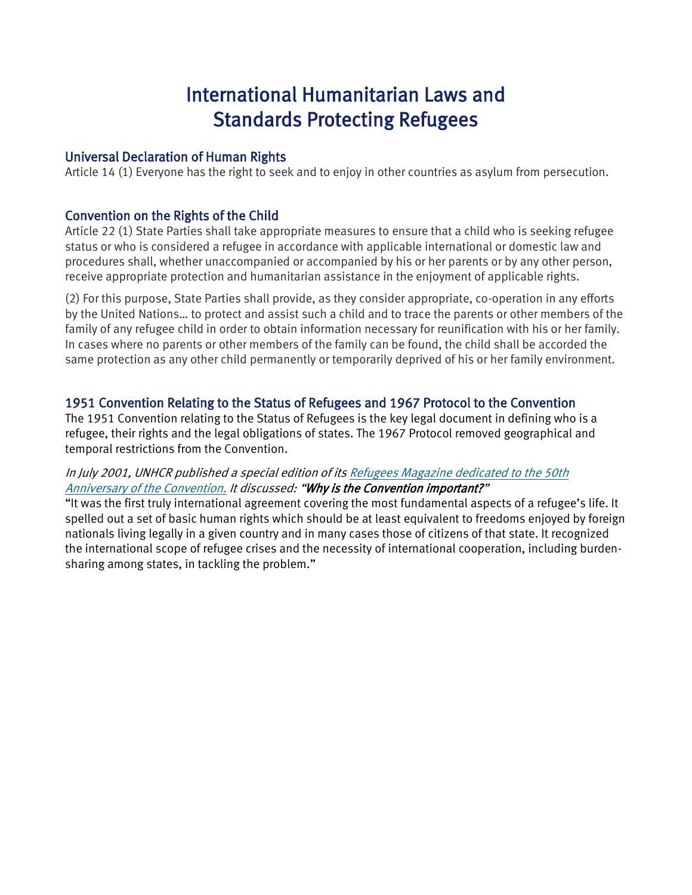# International Humanitarian Laws and Standards Protecting Refugees

## Universal Declaration of Human Rights

Article 14 (1) Everyone has the right to seek and to enjoy in other countries as asylum from persecution.

## Convention on the Rights of the Child

Article 22 (1) State Parties shall take appropriate measures to ensure that a child who is seeking refugee status or who is considered a refugee in accordance with applicable international or domestic law and procedures shall, whether unaccompanied or accompanied by his or her parents or by any other person, receive appropriate protection and humanitarian assistance in the enjoyment of applicable rights.

(2) For this purpose, State Parties shall provide, as they consider appropriate, co-operation in any efforts by the United Nations… to protect and assist such a child and to trace the parents or other members of the family of any refugee child in order to obtain information necessary for reunification with his or her family. In cases where no parents or other members of the family can be found, the child shall be accorded the same protection as any other child permanently or temporarily deprived of his or her family environment.

## 1951 Convention Relating to the Status of Refugees and 1967 Protocol to the Convention

The 1951 Convention relating to the Status of Refugees is the key legal document in defining who is a refugee, their rights and the legal obligations of states. The 1967 Protocol removed geographical and temporal restrictions from the Convention.

*In July 2001, UNHCR published a special edition of its Refugees Magazine dedicated to the 50th Anniversary of the Convention. It discussed:* ***"Why is the Convention important?"***

"It was the first truly international agreement covering the most fundamental aspects of a refugee's life. It spelled out a set of basic human rights which should be at least equivalent to freedoms enjoyed by foreign nationals living legally in a given country and in many cases those of citizens of that state. It recognized the international scope of refugee crises and the necessity of international cooperation, including burden-sharing among states, in tackling the problem."